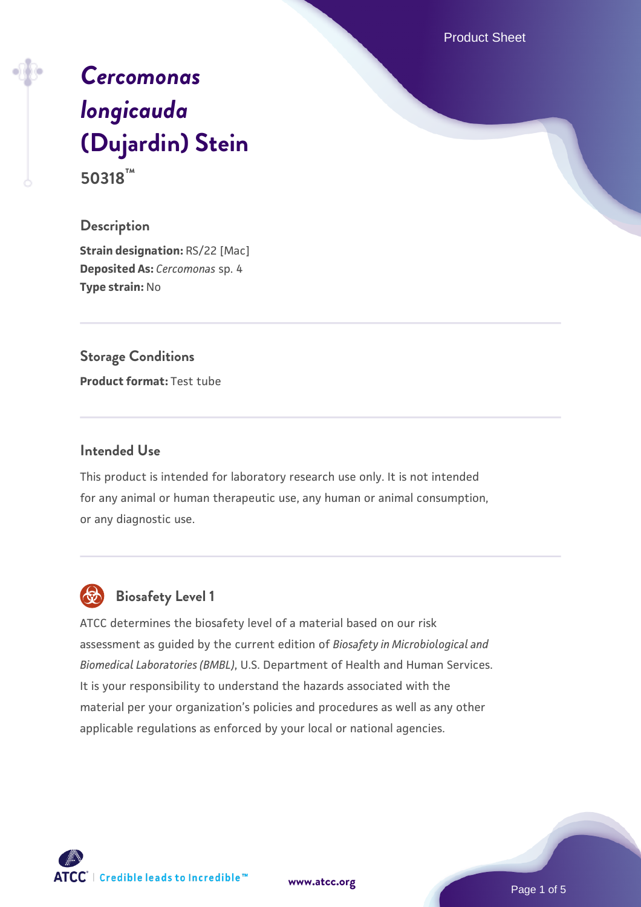# *Cercomonas longicauda* (Dujardin) Stein

**50318™**

## Description

**Strain designation:** RS/22 [Mac]
**Deposited As:** *Cercomonas* sp. 4
**Type strain:** No

## Storage Conditions

**Product format:** Test tube

## Intended Use

This product is intended for laboratory research use only. It is not intended for any animal or human therapeutic use, any human or animal consumption, or any diagnostic use.

## Biosafety Level 1

ATCC determines the biosafety level of a material based on our risk assessment as guided by the current edition of *Biosafety in Microbiological and Biomedical Laboratories (BMBL)*, U.S. Department of Health and Human Services. It is your responsibility to understand the hazards associated with the material per your organization's policies and procedures as well as any other applicable regulations as enforced by your local or national agencies.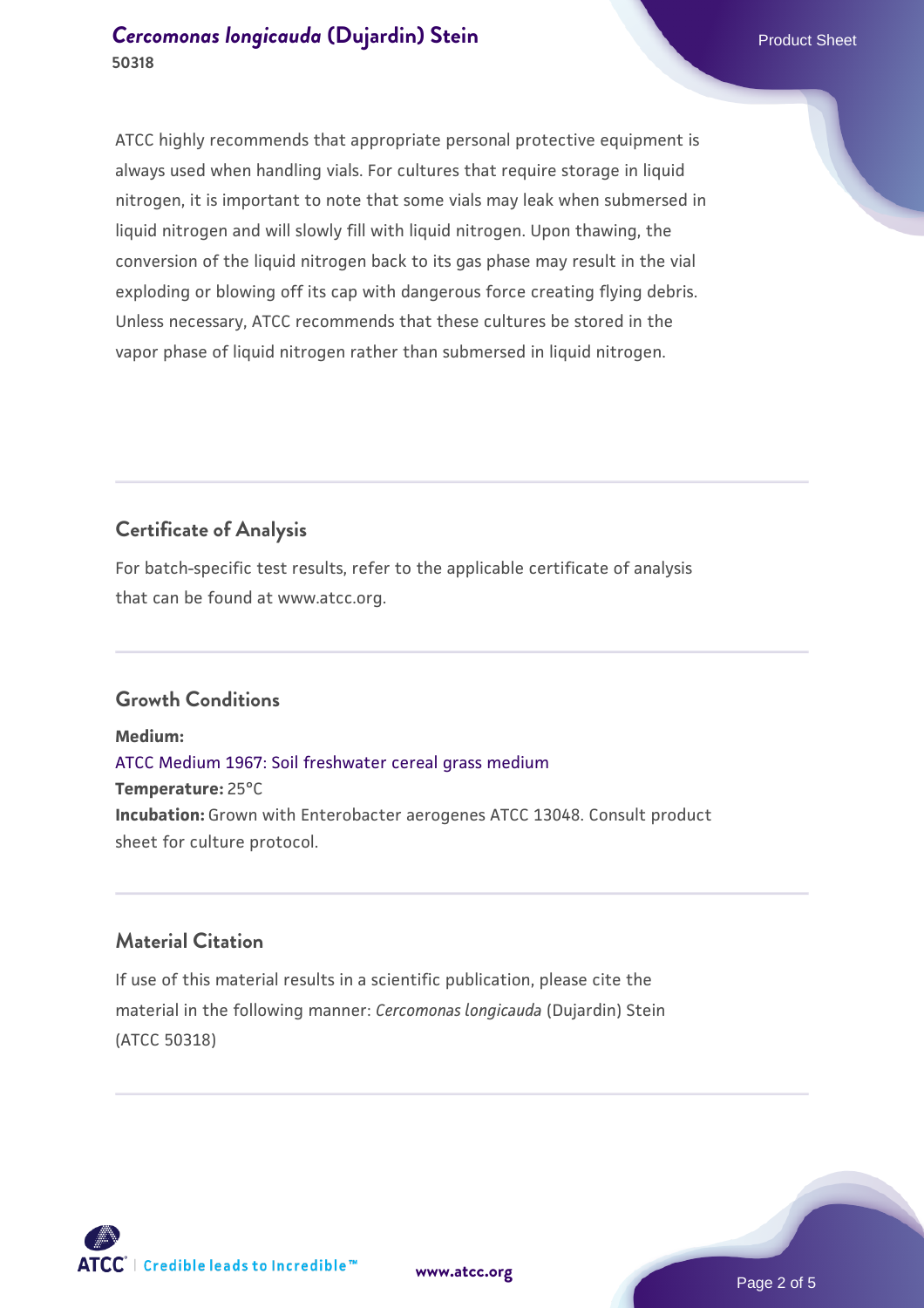ATCC highly recommends that appropriate personal protective equipment is always used when handling vials. For cultures that require storage in liquid nitrogen, it is important to note that some vials may leak when submersed in liquid nitrogen and will slowly fill with liquid nitrogen. Upon thawing, the conversion of the liquid nitrogen back to its gas phase may result in the vial exploding or blowing off its cap with dangerous force creating flying debris. Unless necessary, ATCC recommends that these cultures be stored in the vapor phase of liquid nitrogen rather than submersed in liquid nitrogen.

## Certificate of Analysis

For batch-specific test results, refer to the applicable certificate of analysis that can be found at www.atcc.org.

## Growth Conditions

**Medium:**
ATCC Medium 1967: Soil freshwater cereal grass medium
**Temperature:** 25°C
**Incubation:** Grown with Enterobacter aerogenes ATCC 13048. Consult product sheet for culture protocol.

## Material Citation

If use of this material results in a scientific publication, please cite the material in the following manner: *Cercomonas longicauda* (Dujardin) Stein (ATCC 50318)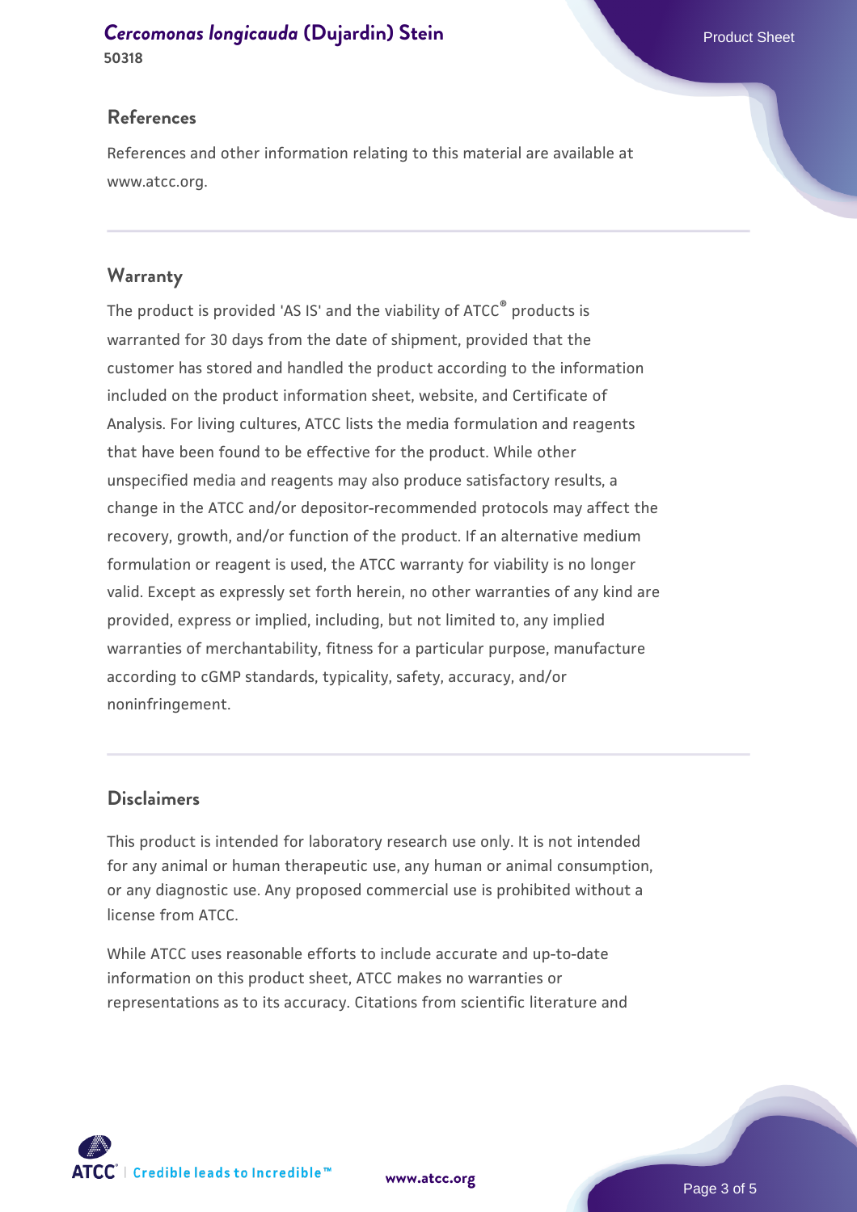## References

References and other information relating to this material are available at www.atcc.org.

## Warranty

The product is provided 'AS IS' and the viability of ATCC® products is warranted for 30 days from the date of shipment, provided that the customer has stored and handled the product according to the information included on the product information sheet, website, and Certificate of Analysis. For living cultures, ATCC lists the media formulation and reagents that have been found to be effective for the product. While other unspecified media and reagents may also produce satisfactory results, a change in the ATCC and/or depositor-recommended protocols may affect the recovery, growth, and/or function of the product. If an alternative medium formulation or reagent is used, the ATCC warranty for viability is no longer valid. Except as expressly set forth herein, no other warranties of any kind are provided, express or implied, including, but not limited to, any implied warranties of merchantability, fitness for a particular purpose, manufacture according to cGMP standards, typicality, safety, accuracy, and/or noninfringement.

## Disclaimers

This product is intended for laboratory research use only. It is not intended for any animal or human therapeutic use, any human or animal consumption, or any diagnostic use. Any proposed commercial use is prohibited without a license from ATCC.

While ATCC uses reasonable efforts to include accurate and up-to-date information on this product sheet, ATCC makes no warranties or representations as to its accuracy. Citations from scientific literature and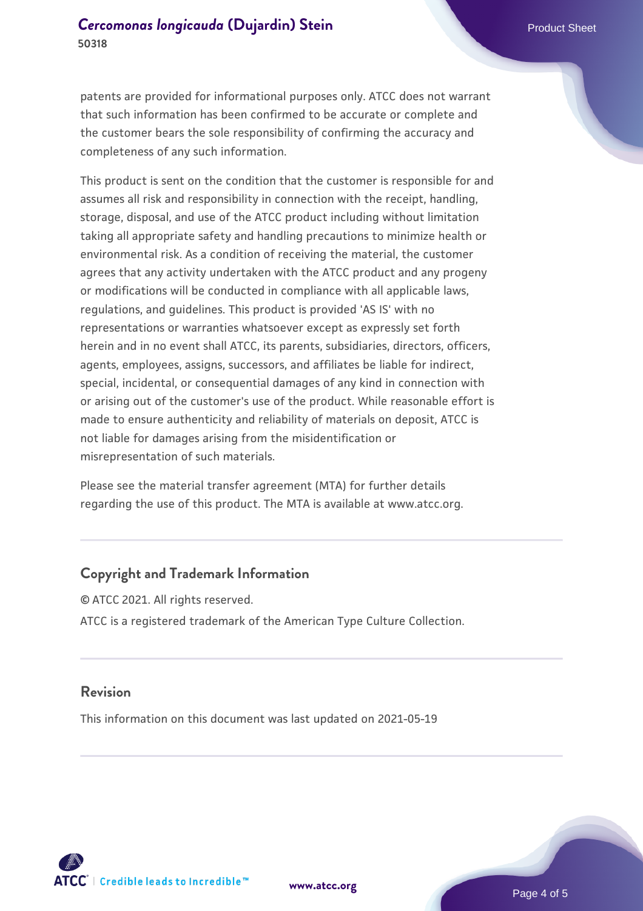patents are provided for informational purposes only. ATCC does not warrant that such information has been confirmed to be accurate or complete and the customer bears the sole responsibility of confirming the accuracy and completeness of any such information.

This product is sent on the condition that the customer is responsible for and assumes all risk and responsibility in connection with the receipt, handling, storage, disposal, and use of the ATCC product including without limitation taking all appropriate safety and handling precautions to minimize health or environmental risk. As a condition of receiving the material, the customer agrees that any activity undertaken with the ATCC product and any progeny or modifications will be conducted in compliance with all applicable laws, regulations, and guidelines. This product is provided 'AS IS' with no representations or warranties whatsoever except as expressly set forth herein and in no event shall ATCC, its parents, subsidiaries, directors, officers, agents, employees, assigns, successors, and affiliates be liable for indirect, special, incidental, or consequential damages of any kind in connection with or arising out of the customer's use of the product. While reasonable effort is made to ensure authenticity and reliability of materials on deposit, ATCC is not liable for damages arising from the misidentification or misrepresentation of such materials.

Please see the material transfer agreement (MTA) for further details regarding the use of this product. The MTA is available at www.atcc.org.

## Copyright and Trademark Information

© ATCC 2021. All rights reserved.

ATCC is a registered trademark of the American Type Culture Collection.

## Revision

This information on this document was last updated on 2021-05-19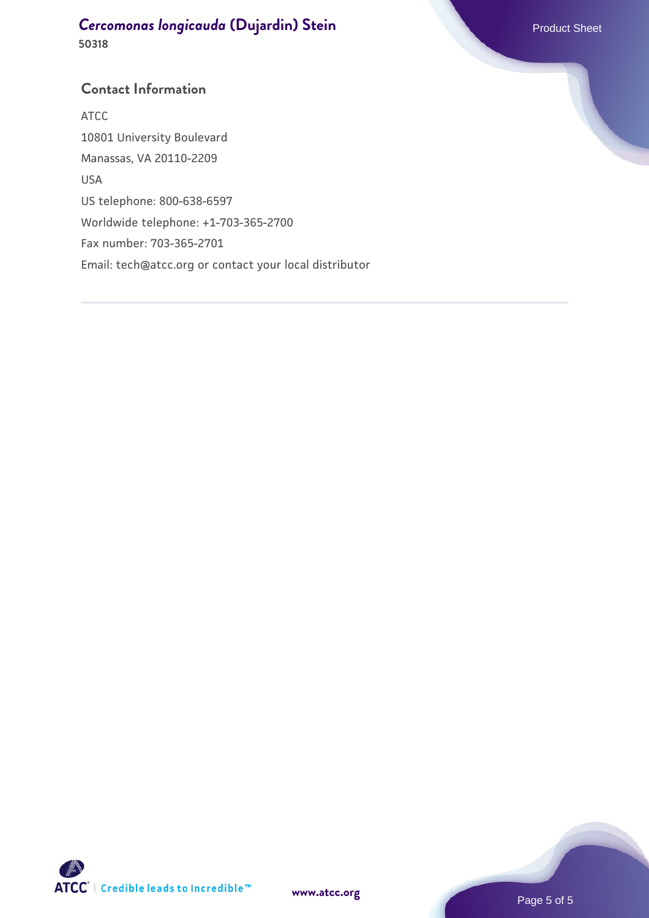## Contact Information

ATCC

10801 University Boulevard

Manassas, VA 20110-2209

USA

US telephone: 800-638-6597

Worldwide telephone: +1-703-365-2700

Fax number: 703-365-2701

Email: tech@atcc.org or contact your local distributor